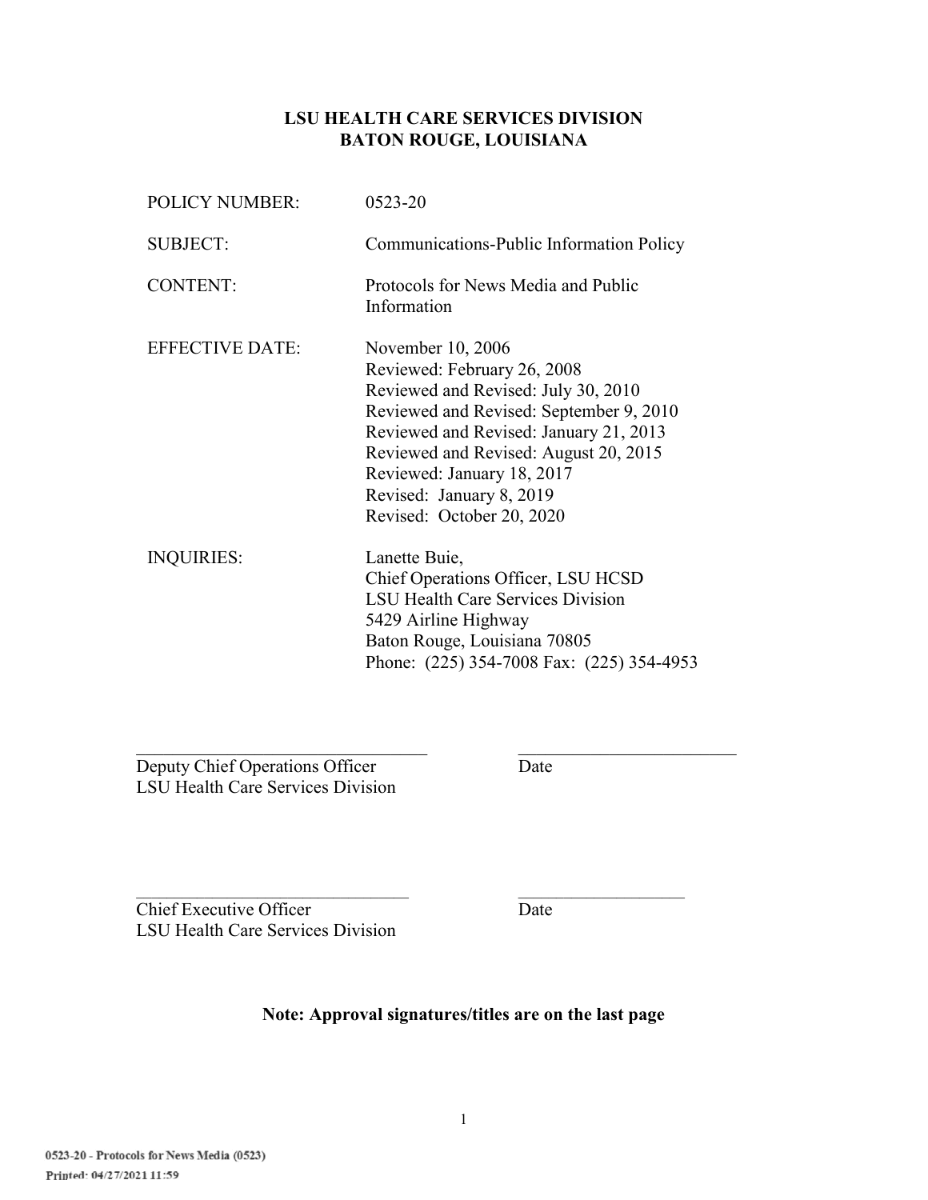**LSU HEALTH CARE SERVICES DIVISION**
**BATON ROUGE, LOUISIANA**

| | |
|---|---|
| POLICY NUMBER: | 0523-20 |
| SUBJECT: | Communications-Public Information Policy |
| CONTENT: | Protocols for News Media and Public Information |
| EFFECTIVE DATE: | November 10, 2006<br>Reviewed: February 26, 2008<br>Reviewed and Revised: July 30, 2010<br>Reviewed and Revised: September 9, 2010<br>Reviewed and Revised: January 21, 2013<br>Reviewed and Revised: August 20, 2015<br>Reviewed: January 18, 2017<br>Revised: January 8, 2019<br>Revised: October 20, 2020 |
| INQUIRIES: | Lanette Buie,<br>Chief Operations Officer, LSU HCSD<br>LSU Health Care Services Division<br>5429 Airline Highway<br>Baton Rouge, Louisiana 70805<br>Phone: (225) 354-7008 Fax: (225) 354-4953 |

_______________________________ _______________________
Deputy Chief Operations Officer Date
LSU Health Care Services Division

_______________________________ _______________________
Chief Executive Officer Date
LSU Health Care Services Division

**Note: Approval signatures/titles are on the last page**

0523-20 - Protocols for News Media (0523)
Printed: 04/27/2021 11:59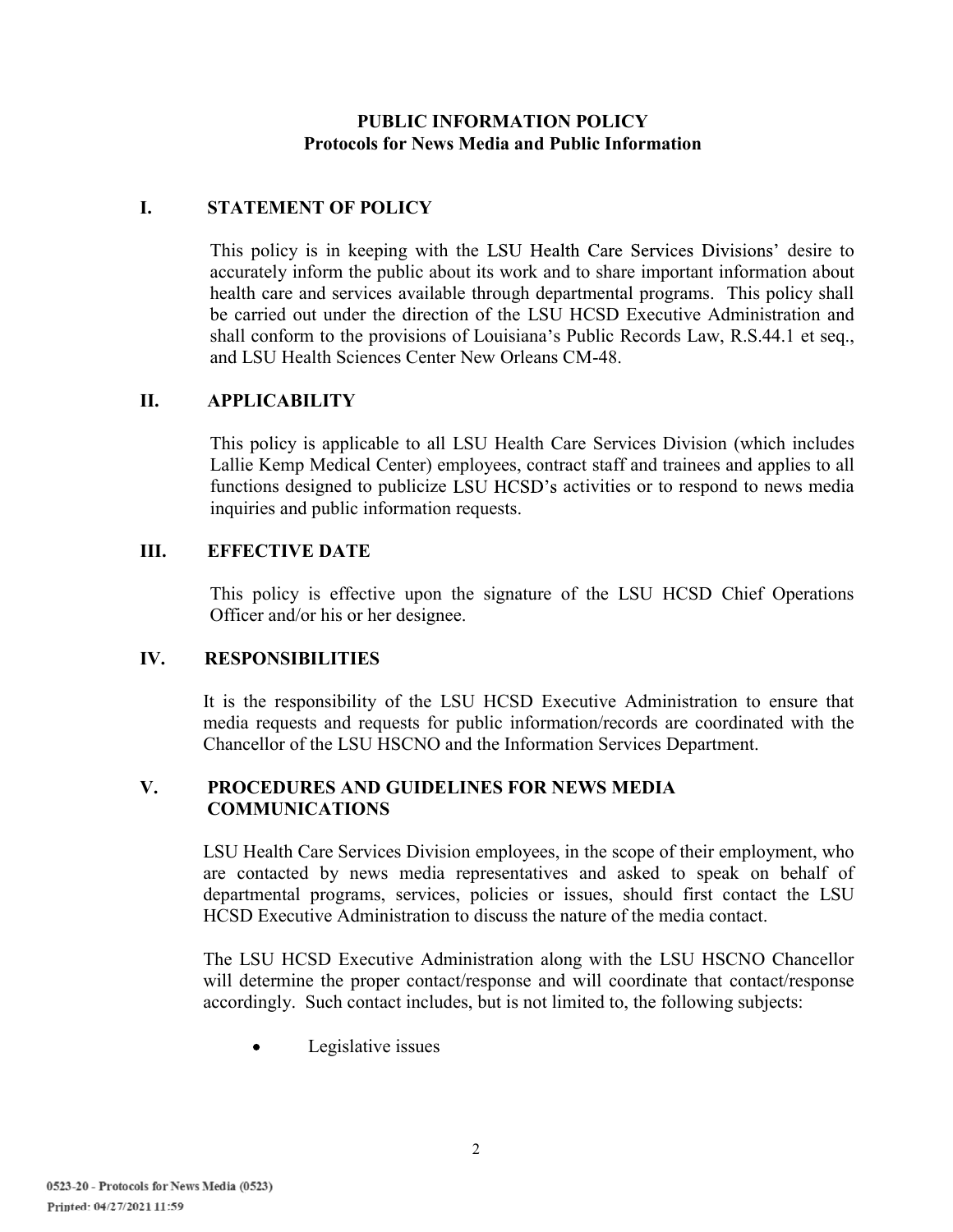**PUBLIC INFORMATION POLICY**
**Protocols for News Media and Public Information**

## I. STATEMENT OF POLICY

This policy is in keeping with the LSU Health Care Services Divisions' desire to accurately inform the public about its work and to share important information about health care and services available through departmental programs. This policy shall be carried out under the direction of the LSU HCSD Executive Administration and shall conform to the provisions of Louisiana's Public Records Law, R.S.44.1 et seq., and LSU Health Sciences Center New Orleans CM-48.

## II. APPLICABILITY

This policy is applicable to all LSU Health Care Services Division (which includes Lallie Kemp Medical Center) employees, contract staff and trainees and applies to all functions designed to publicize LSU HCSD's activities or to respond to news media inquiries and public information requests.

## III. EFFECTIVE DATE

This policy is effective upon the signature of the LSU HCSD Chief Operations Officer and/or his or her designee.

## IV. RESPONSIBILITIES

It is the responsibility of the LSU HCSD Executive Administration to ensure that media requests and requests for public information/records are coordinated with the Chancellor of the LSU HSCNO and the Information Services Department.

## V. PROCEDURES AND GUIDELINES FOR NEWS MEDIA COMMUNICATIONS

LSU Health Care Services Division employees, in the scope of their employment, who are contacted by news media representatives and asked to speak on behalf of departmental programs, services, policies or issues, should first contact the LSU HCSD Executive Administration to discuss the nature of the media contact.

The LSU HCSD Executive Administration along with the LSU HSCNO Chancellor will determine the proper contact/response and will coordinate that contact/response accordingly. Such contact includes, but is not limited to, the following subjects:

- Legislative issues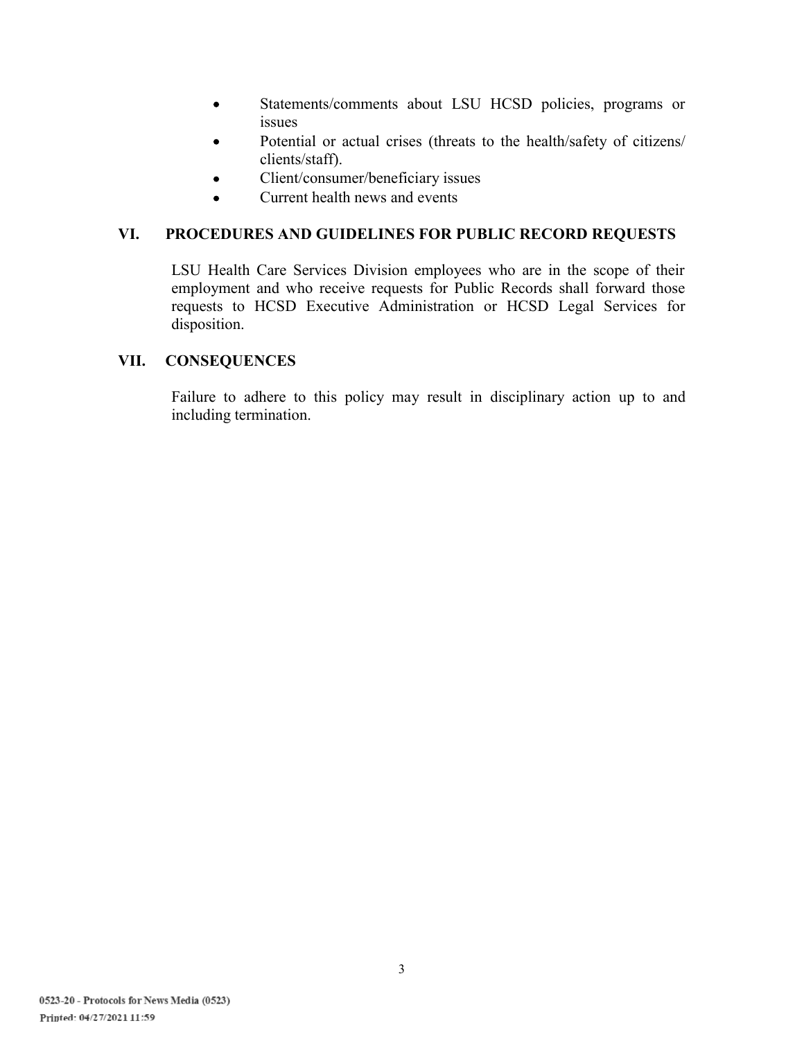- Statements/comments about LSU HCSD policies, programs or issues
- Potential or actual crises (threats to the health/safety of citizens/ clients/staff).
- Client/consumer/beneficiary issues
- Current health news and events

## VI. PROCEDURES AND GUIDELINES FOR PUBLIC RECORD REQUESTS

LSU Health Care Services Division employees who are in the scope of their employment and who receive requests for Public Records shall forward those requests to HCSD Executive Administration or HCSD Legal Services for disposition.

## VII. CONSEQUENCES

Failure to adhere to this policy may result in disciplinary action up to and including termination.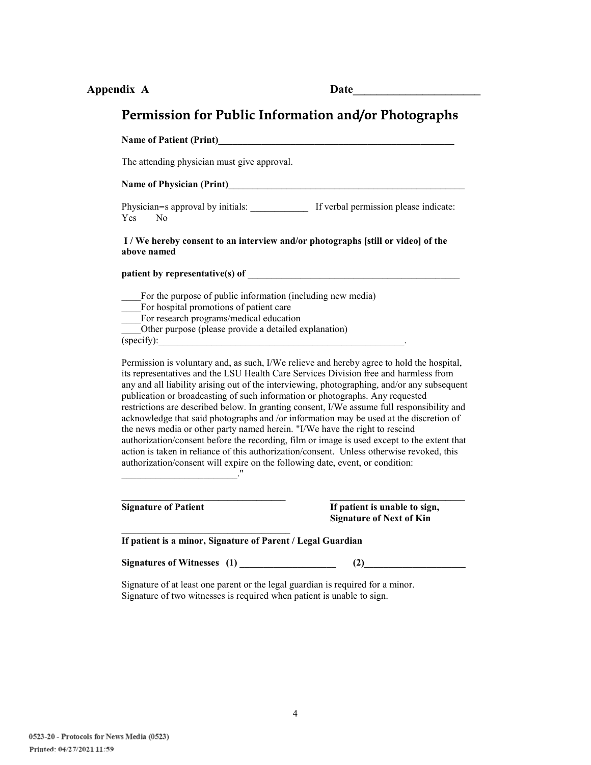**Appendix A** **Date\_\_\_\_\_\_\_\_\_\_\_\_\_\_\_\_\_\_\_\_\_\_\_**

# Permission for Public Information and/or Photographs

**Name of Patient (Print)\_\_\_\_\_\_\_\_\_\_\_\_\_\_\_\_\_\_\_\_\_\_\_\_\_\_\_\_\_\_\_\_\_\_\_\_\_\_\_\_\_\_\_\_\_\_\_\_\_\_**

The attending physician must give approval.

**Name of Physician (Print)\_\_\_\_\_\_\_\_\_\_\_\_\_\_\_\_\_\_\_\_\_\_\_\_\_\_\_\_\_\_\_\_\_\_\_\_\_\_\_\_\_\_\_\_\_\_\_\_\_\_**

Physician=s approval by initials: \_\_\_\_\_\_\_\_\_\_\_\_ If verbal permission please indicate: Yes No

**I / We hereby consent to an interview and/or photographs [still or video] of the above named**

**patient by representative(s) of** \_\_\_\_\_\_\_\_\_\_\_\_\_\_\_\_\_\_\_\_\_\_\_\_\_\_\_\_\_\_\_\_\_\_\_\_\_\_\_\_\_\_\_\_\_\_

\_\_\_\_For the purpose of public information (including new media)
\_\_\_\_For hospital promotions of patient care
\_\_\_\_For research programs/medical education
\_\_\_\_Other purpose (please provide a detailed explanation)
(specify):\_\_\_\_\_\_\_\_\_\_\_\_\_\_\_\_\_\_\_\_\_\_\_\_\_\_\_\_\_\_\_\_\_\_\_\_\_\_\_\_\_\_\_\_\_\_\_\_\_\_\_\_\_\_\_.

Permission is voluntary and, as such, I/We relieve and hereby agree to hold the hospital, its representatives and the LSU Health Care Services Division free and harmless from any and all liability arising out of the interviewing, photographing, and/or any subsequent publication or broadcasting of such information or photographs. Any requested restrictions are described below. In granting consent, I/We assume full responsibility and acknowledge that said photographs and /or information may be used at the discretion of the news media or other party named herein. "I/We have the right to rescind authorization/consent before the recording, film or image is used except to the extent that action is taken in reliance of this authorization/consent. Unless otherwise revoked, this authorization/consent will expire on the following date, event, or condition: \_\_\_\_\_\_\_\_\_\_\_\_\_\_\_\_\_\_\_\_\_\_\_\_."

\_\_\_\_\_\_\_\_\_\_\_\_\_\_\_\_\_\_\_\_\_\_\_\_\_\_\_\_\_\_\_\_\_\_\_\_
**Signature of Patient**

\_\_\_\_\_\_\_\_\_\_\_\_\_\_\_\_\_\_\_\_\_\_\_\_\_\_\_\_\_\_
**If patient is unable to sign, Signature of Next of Kin**

\_\_\_\_\_\_\_\_\_\_\_\_\_\_\_\_\_\_\_\_\_\_\_\_\_\_\_\_\_\_\_\_\_\_\_\_
**If patient is a minor, Signature of Parent / Legal Guardian**

**Signatures of Witnesses (1) \_\_\_\_\_\_\_\_\_\_\_\_\_\_\_\_\_\_\_\_ (2)\_\_\_\_\_\_\_\_\_\_\_\_\_\_\_\_\_\_\_\_\_**

Signature of at least one parent or the legal guardian is required for a minor.
Signature of two witnesses is required when patient is unable to sign.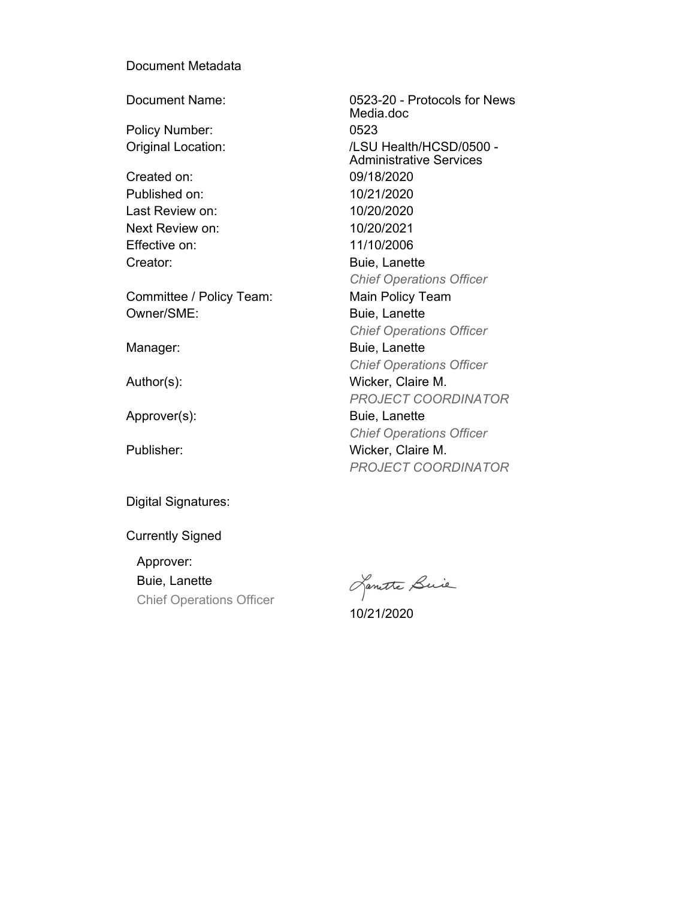Document Metadata

| | |
|---|---|
| Document Name: | 0523-20 - Protocols for News Media.doc |
| Policy Number: | 0523 |
| Original Location: | /LSU Health/HCSD/0500 - Administrative Services |
| Created on: | 09/18/2020 |
| Published on: | 10/21/2020 |
| Last Review on: | 10/20/2020 |
| Next Review on: | 10/20/2021 |
| Effective on: | 11/10/2006 |
| Creator: | Buie, Lanette<br>*Chief Operations Officer* |
| Committee / Policy Team: | Main Policy Team |
| Owner/SME: | Buie, Lanette<br>*Chief Operations Officer* |
| Manager: | Buie, Lanette<br>*Chief Operations Officer* |
| Author(s): | Wicker, Claire M.<br>*PROJECT COORDINATOR* |
| Approver(s): | Buie, Lanette<br>*Chief Operations Officer* |
| Publisher: | Wicker, Claire M.<br>*PROJECT COORDINATOR* |

Digital Signatures:

Currently Signed

Approver:
Buie, Lanette
Chief Operations Officer

Lanette Buie
10/21/2020